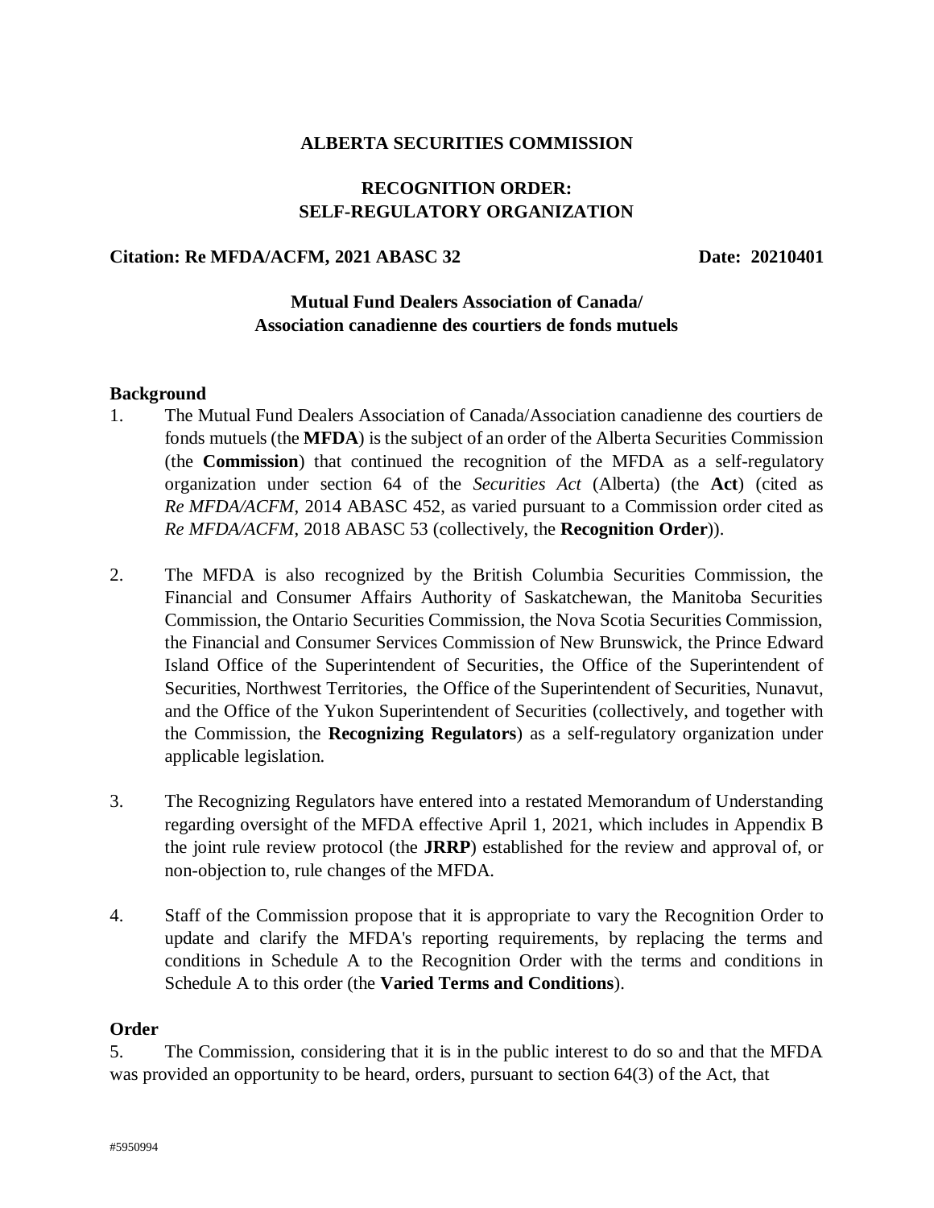**ALBERTA SECURITIES COMMISSION**

**RECOGNITION ORDER:**
**SELF-REGULATORY ORGANIZATION**

**Citation: Re MFDA/ACFM, 2021 ABASC 32** **Date: 20210401**

**Mutual Fund Dealers Association of Canada/**
**Association canadienne des courtiers de fonds mutuels**

## Background

1. The Mutual Fund Dealers Association of Canada/Association canadienne des courtiers de fonds mutuels (the **MFDA**) is the subject of an order of the Alberta Securities Commission (the **Commission**) that continued the recognition of the MFDA as a self-regulatory organization under section 64 of the *Securities Act* (Alberta) (the **Act**) (cited as *Re MFDA/ACFM*, 2014 ABASC 452, as varied pursuant to a Commission order cited as *Re MFDA/ACFM*, 2018 ABASC 53 (collectively, the **Recognition Order**)).

2. The MFDA is also recognized by the British Columbia Securities Commission, the Financial and Consumer Affairs Authority of Saskatchewan, the Manitoba Securities Commission, the Ontario Securities Commission, the Nova Scotia Securities Commission, the Financial and Consumer Services Commission of New Brunswick, the Prince Edward Island Office of the Superintendent of Securities, the Office of the Superintendent of Securities, Northwest Territories, the Office of the Superintendent of Securities, Nunavut, and the Office of the Yukon Superintendent of Securities (collectively, and together with the Commission, the **Recognizing Regulators**) as a self-regulatory organization under applicable legislation.

3. The Recognizing Regulators have entered into a restated Memorandum of Understanding regarding oversight of the MFDA effective April 1, 2021, which includes in Appendix B the joint rule review protocol (the **JRRP**) established for the review and approval of, or non-objection to, rule changes of the MFDA.

4. Staff of the Commission propose that it is appropriate to vary the Recognition Order to update and clarify the MFDA's reporting requirements, by replacing the terms and conditions in Schedule A to the Recognition Order with the terms and conditions in Schedule A to this order (the **Varied Terms and Conditions**).

## Order

5. The Commission, considering that it is in the public interest to do so and that the MFDA was provided an opportunity to be heard, orders, pursuant to section 64(3) of the Act, that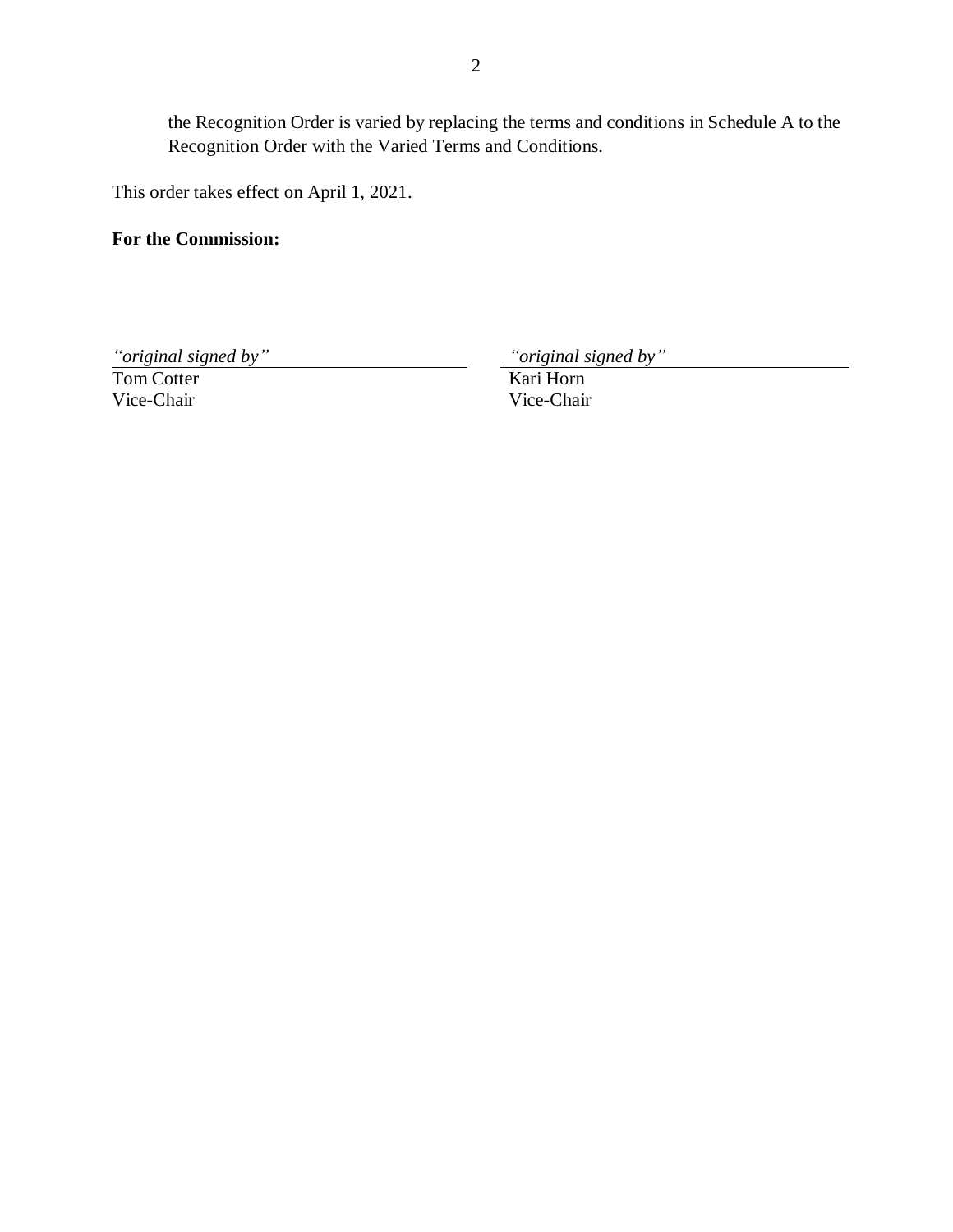the Recognition Order is varied by replacing the terms and conditions in Schedule A to the Recognition Order with the Varied Terms and Conditions.

This order takes effect on April 1, 2021.

**For the Commission:**

| *"original signed by"* | *"original signed by"* |
|---|---|
| Tom Cotter | Kari Horn |
| Vice-Chair | Vice-Chair |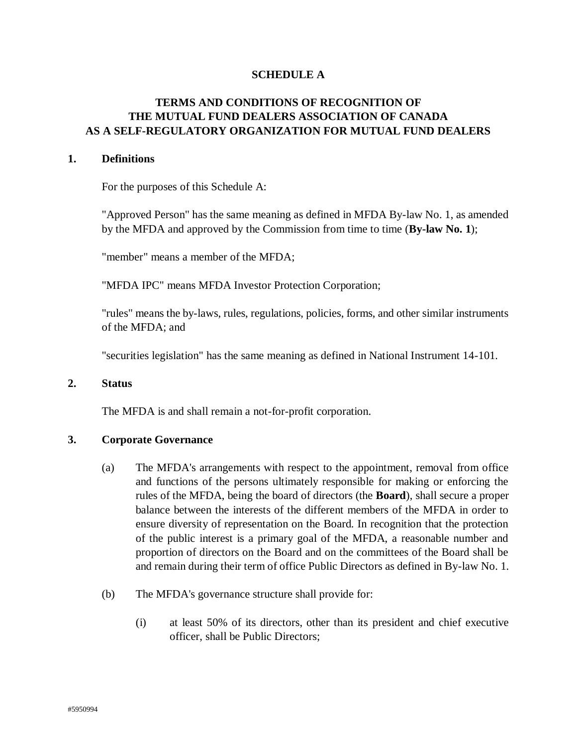**SCHEDULE A**

**TERMS AND CONDITIONS OF RECOGNITION OF THE MUTUAL FUND DEALERS ASSOCIATION OF CANADA AS A SELF-REGULATORY ORGANIZATION FOR MUTUAL FUND DEALERS**

**1. Definitions**

For the purposes of this Schedule A:

"Approved Person" has the same meaning as defined in MFDA By-law No. 1, as amended by the MFDA and approved by the Commission from time to time (**By-law No. 1**);

"member" means a member of the MFDA;

"MFDA IPC" means MFDA Investor Protection Corporation;

"rules" means the by-laws, rules, regulations, policies, forms, and other similar instruments of the MFDA; and

"securities legislation" has the same meaning as defined in National Instrument 14-101.

**2. Status**

The MFDA is and shall remain a not-for-profit corporation.

**3. Corporate Governance**

(a) The MFDA's arrangements with respect to the appointment, removal from office and functions of the persons ultimately responsible for making or enforcing the rules of the MFDA, being the board of directors (the **Board**), shall secure a proper balance between the interests of the different members of the MFDA in order to ensure diversity of representation on the Board. In recognition that the protection of the public interest is a primary goal of the MFDA, a reasonable number and proportion of directors on the Board and on the committees of the Board shall be and remain during their term of office Public Directors as defined in By-law No. 1.

(b) The MFDA's governance structure shall provide for:

(i) at least 50% of its directors, other than its president and chief executive officer, shall be Public Directors;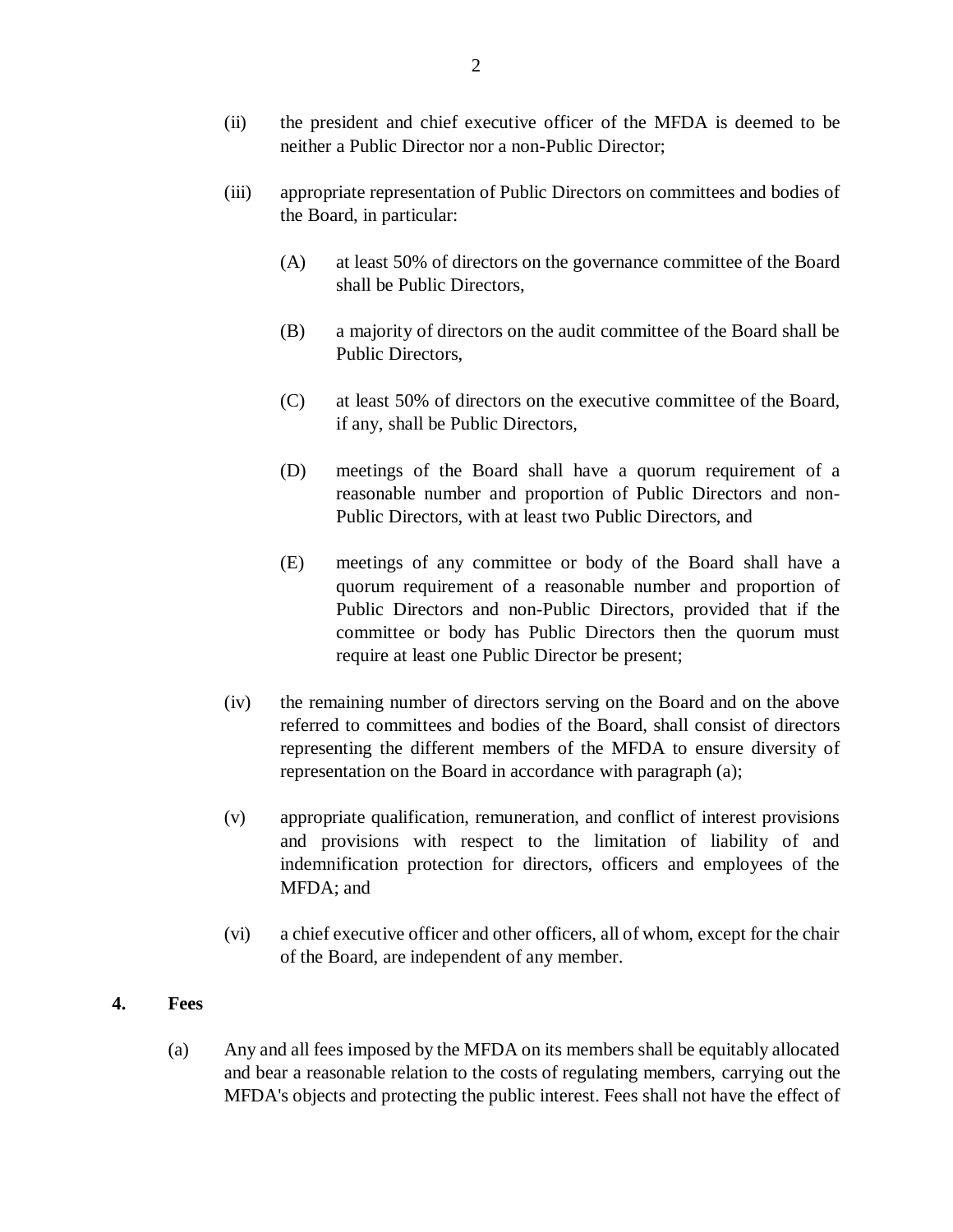(ii) the president and chief executive officer of the MFDA is deemed to be neither a Public Director nor a non-Public Director;

(iii) appropriate representation of Public Directors on committees and bodies of the Board, in particular:

(A) at least 50% of directors on the governance committee of the Board shall be Public Directors,

(B) a majority of directors on the audit committee of the Board shall be Public Directors,

(C) at least 50% of directors on the executive committee of the Board, if any, shall be Public Directors,

(D) meetings of the Board shall have a quorum requirement of a reasonable number and proportion of Public Directors and non-Public Directors, with at least two Public Directors, and

(E) meetings of any committee or body of the Board shall have a quorum requirement of a reasonable number and proportion of Public Directors and non-Public Directors, provided that if the committee or body has Public Directors then the quorum must require at least one Public Director be present;

(iv) the remaining number of directors serving on the Board and on the above referred to committees and bodies of the Board, shall consist of directors representing the different members of the MFDA to ensure diversity of representation on the Board in accordance with paragraph (a);

(v) appropriate qualification, remuneration, and conflict of interest provisions and provisions with respect to the limitation of liability of and indemnification protection for directors, officers and employees of the MFDA; and

(vi) a chief executive officer and other officers, all of whom, except for the chair of the Board, are independent of any member.

## 4. Fees

(a) Any and all fees imposed by the MFDA on its members shall be equitably allocated and bear a reasonable relation to the costs of regulating members, carrying out the MFDA's objects and protecting the public interest. Fees shall not have the effect of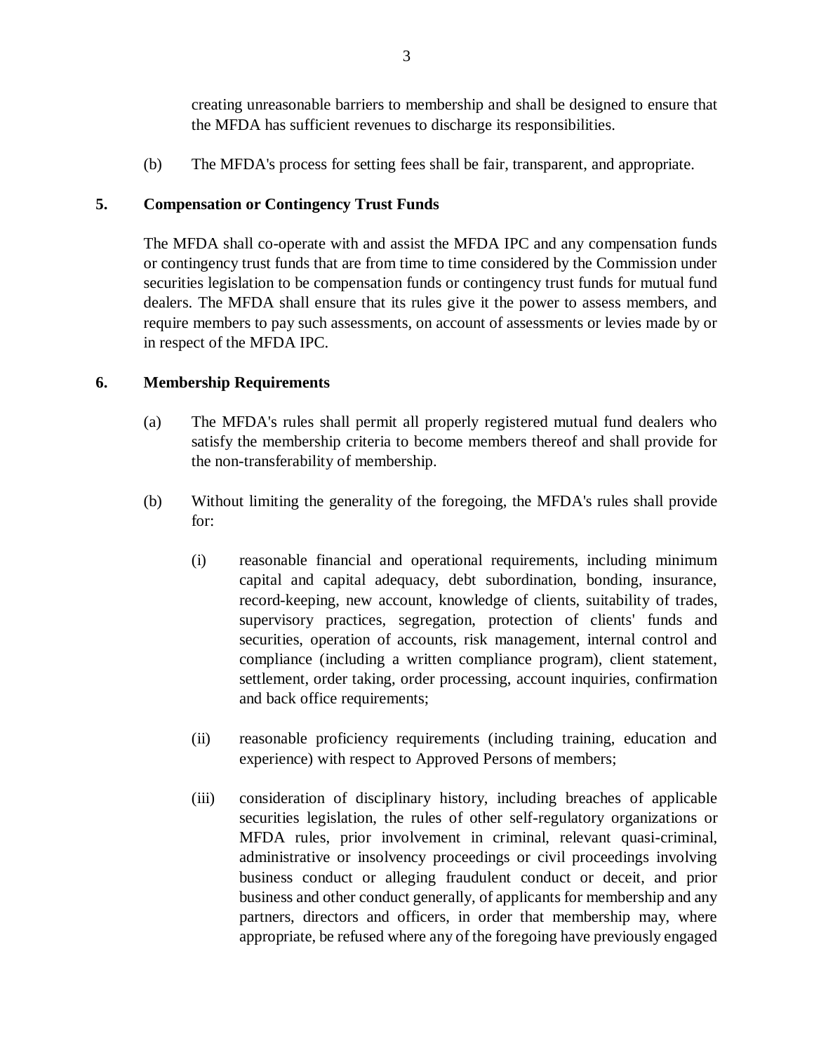creating unreasonable barriers to membership and shall be designed to ensure that the MFDA has sufficient revenues to discharge its responsibilities.

(b) The MFDA's process for setting fees shall be fair, transparent, and appropriate.

## 5. Compensation or Contingency Trust Funds

The MFDA shall co-operate with and assist the MFDA IPC and any compensation funds or contingency trust funds that are from time to time considered by the Commission under securities legislation to be compensation funds or contingency trust funds for mutual fund dealers. The MFDA shall ensure that its rules give it the power to assess members, and require members to pay such assessments, on account of assessments or levies made by or in respect of the MFDA IPC.

## 6. Membership Requirements

(a) The MFDA's rules shall permit all properly registered mutual fund dealers who satisfy the membership criteria to become members thereof and shall provide for the non-transferability of membership.

(b) Without limiting the generality of the foregoing, the MFDA's rules shall provide for:

(i) reasonable financial and operational requirements, including minimum capital and capital adequacy, debt subordination, bonding, insurance, record-keeping, new account, knowledge of clients, suitability of trades, supervisory practices, segregation, protection of clients' funds and securities, operation of accounts, risk management, internal control and compliance (including a written compliance program), client statement, settlement, order taking, order processing, account inquiries, confirmation and back office requirements;

(ii) reasonable proficiency requirements (including training, education and experience) with respect to Approved Persons of members;

(iii) consideration of disciplinary history, including breaches of applicable securities legislation, the rules of other self-regulatory organizations or MFDA rules, prior involvement in criminal, relevant quasi-criminal, administrative or insolvency proceedings or civil proceedings involving business conduct or alleging fraudulent conduct or deceit, and prior business and other conduct generally, of applicants for membership and any partners, directors and officers, in order that membership may, where appropriate, be refused where any of the foregoing have previously engaged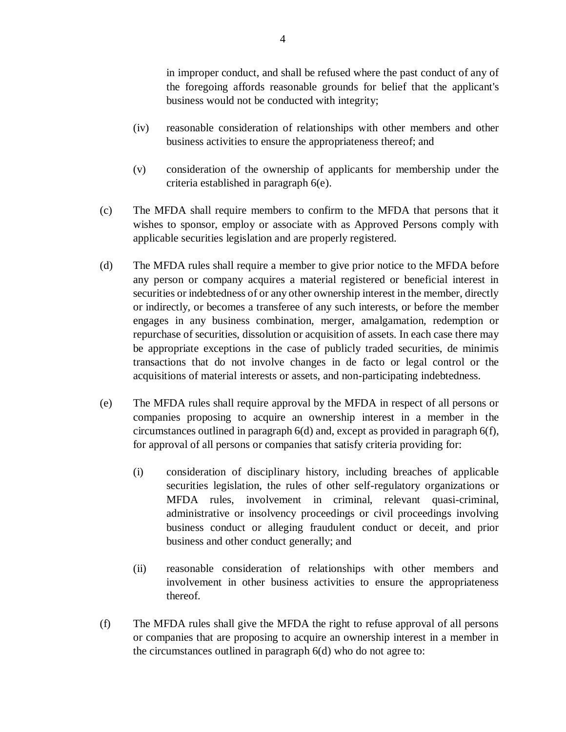in improper conduct, and shall be refused where the past conduct of any of the foregoing affords reasonable grounds for belief that the applicant's business would not be conducted with integrity;

(iv) reasonable consideration of relationships with other members and other business activities to ensure the appropriateness thereof; and

(v) consideration of the ownership of applicants for membership under the criteria established in paragraph 6(e).

(c) The MFDA shall require members to confirm to the MFDA that persons that it wishes to sponsor, employ or associate with as Approved Persons comply with applicable securities legislation and are properly registered.

(d) The MFDA rules shall require a member to give prior notice to the MFDA before any person or company acquires a material registered or beneficial interest in securities or indebtedness of or any other ownership interest in the member, directly or indirectly, or becomes a transferee of any such interests, or before the member engages in any business combination, merger, amalgamation, redemption or repurchase of securities, dissolution or acquisition of assets. In each case there may be appropriate exceptions in the case of publicly traded securities, de minimis transactions that do not involve changes in de facto or legal control or the acquisitions of material interests or assets, and non-participating indebtedness.

(e) The MFDA rules shall require approval by the MFDA in respect of all persons or companies proposing to acquire an ownership interest in a member in the circumstances outlined in paragraph 6(d) and, except as provided in paragraph 6(f), for approval of all persons or companies that satisfy criteria providing for:

(i) consideration of disciplinary history, including breaches of applicable securities legislation, the rules of other self-regulatory organizations or MFDA rules, involvement in criminal, relevant quasi-criminal, administrative or insolvency proceedings or civil proceedings involving business conduct or alleging fraudulent conduct or deceit, and prior business and other conduct generally; and

(ii) reasonable consideration of relationships with other members and involvement in other business activities to ensure the appropriateness thereof.

(f) The MFDA rules shall give the MFDA the right to refuse approval of all persons or companies that are proposing to acquire an ownership interest in a member in the circumstances outlined in paragraph 6(d) who do not agree to: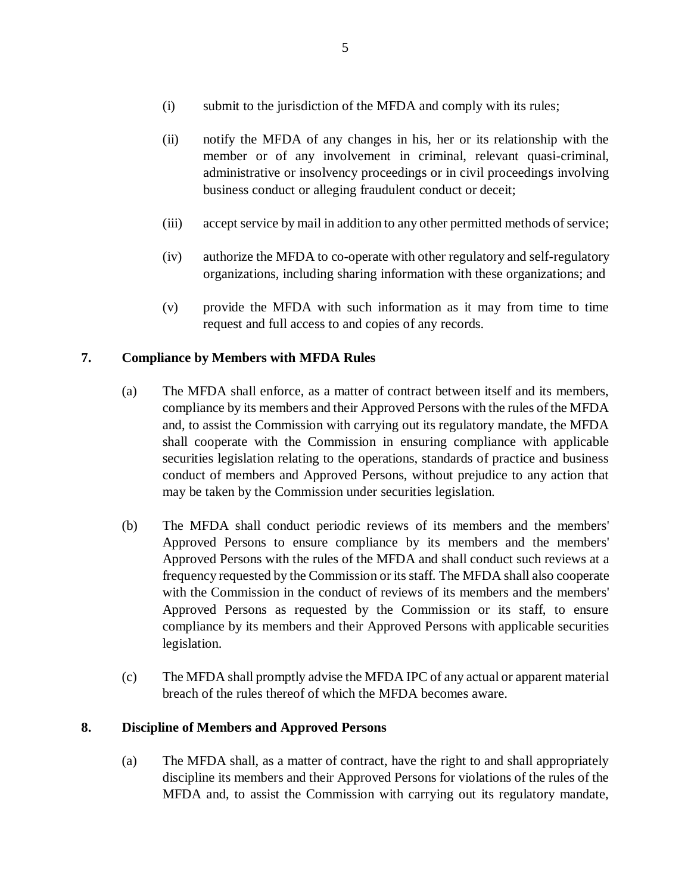(i) submit to the jurisdiction of the MFDA and comply with its rules;

(ii) notify the MFDA of any changes in his, her or its relationship with the member or of any involvement in criminal, relevant quasi-criminal, administrative or insolvency proceedings or in civil proceedings involving business conduct or alleging fraudulent conduct or deceit;

(iii) accept service by mail in addition to any other permitted methods of service;

(iv) authorize the MFDA to co-operate with other regulatory and self-regulatory organizations, including sharing information with these organizations; and

(v) provide the MFDA with such information as it may from time to time request and full access to and copies of any records.

**7. Compliance by Members with MFDA Rules**

(a) The MFDA shall enforce, as a matter of contract between itself and its members, compliance by its members and their Approved Persons with the rules of the MFDA and, to assist the Commission with carrying out its regulatory mandate, the MFDA shall cooperate with the Commission in ensuring compliance with applicable securities legislation relating to the operations, standards of practice and business conduct of members and Approved Persons, without prejudice to any action that may be taken by the Commission under securities legislation.

(b) The MFDA shall conduct periodic reviews of its members and the members' Approved Persons to ensure compliance by its members and the members' Approved Persons with the rules of the MFDA and shall conduct such reviews at a frequency requested by the Commission or its staff. The MFDA shall also cooperate with the Commission in the conduct of reviews of its members and the members' Approved Persons as requested by the Commission or its staff, to ensure compliance by its members and their Approved Persons with applicable securities legislation.

(c) The MFDA shall promptly advise the MFDA IPC of any actual or apparent material breach of the rules thereof of which the MFDA becomes aware.

**8. Discipline of Members and Approved Persons**

(a) The MFDA shall, as a matter of contract, have the right to and shall appropriately discipline its members and their Approved Persons for violations of the rules of the MFDA and, to assist the Commission with carrying out its regulatory mandate,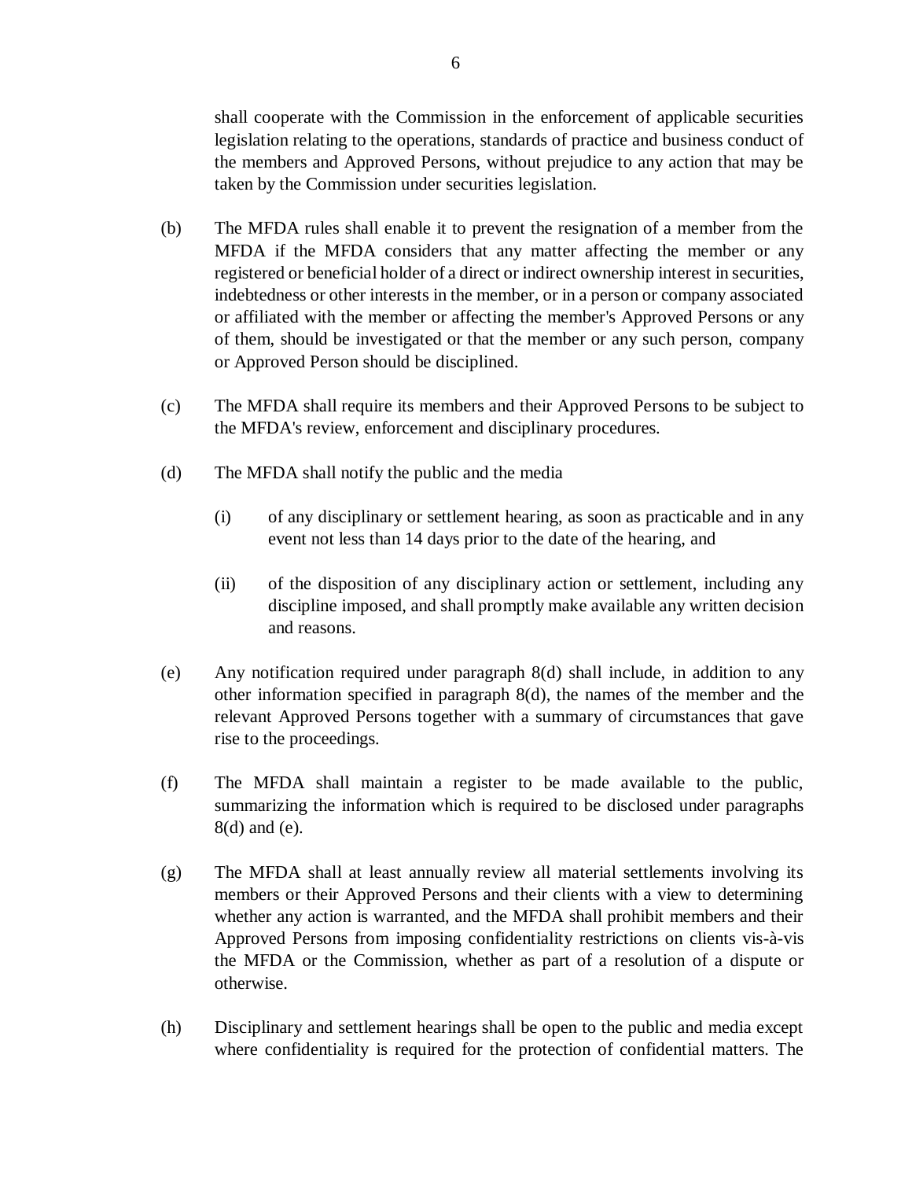shall cooperate with the Commission in the enforcement of applicable securities legislation relating to the operations, standards of practice and business conduct of the members and Approved Persons, without prejudice to any action that may be taken by the Commission under securities legislation.

(b) The MFDA rules shall enable it to prevent the resignation of a member from the MFDA if the MFDA considers that any matter affecting the member or any registered or beneficial holder of a direct or indirect ownership interest in securities, indebtedness or other interests in the member, or in a person or company associated or affiliated with the member or affecting the member's Approved Persons or any of them, should be investigated or that the member or any such person, company or Approved Person should be disciplined.

(c) The MFDA shall require its members and their Approved Persons to be subject to the MFDA's review, enforcement and disciplinary procedures.

(d) The MFDA shall notify the public and the media

(i) of any disciplinary or settlement hearing, as soon as practicable and in any event not less than 14 days prior to the date of the hearing, and

(ii) of the disposition of any disciplinary action or settlement, including any discipline imposed, and shall promptly make available any written decision and reasons.

(e) Any notification required under paragraph 8(d) shall include, in addition to any other information specified in paragraph 8(d), the names of the member and the relevant Approved Persons together with a summary of circumstances that gave rise to the proceedings.

(f) The MFDA shall maintain a register to be made available to the public, summarizing the information which is required to be disclosed under paragraphs 8(d) and (e).

(g) The MFDA shall at least annually review all material settlements involving its members or their Approved Persons and their clients with a view to determining whether any action is warranted, and the MFDA shall prohibit members and their Approved Persons from imposing confidentiality restrictions on clients vis-à-vis the MFDA or the Commission, whether as part of a resolution of a dispute or otherwise.

(h) Disciplinary and settlement hearings shall be open to the public and media except where confidentiality is required for the protection of confidential matters. The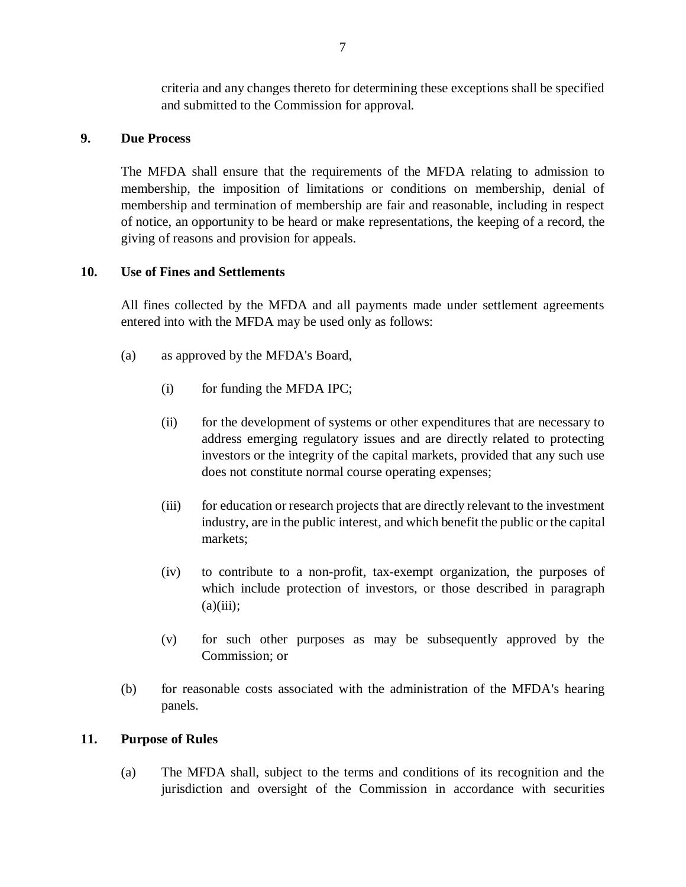criteria and any changes thereto for determining these exceptions shall be specified and submitted to the Commission for approval.

## 9. Due Process

The MFDA shall ensure that the requirements of the MFDA relating to admission to membership, the imposition of limitations or conditions on membership, denial of membership and termination of membership are fair and reasonable, including in respect of notice, an opportunity to be heard or make representations, the keeping of a record, the giving of reasons and provision for appeals.

## 10. Use of Fines and Settlements

All fines collected by the MFDA and all payments made under settlement agreements entered into with the MFDA may be used only as follows:

(a) as approved by the MFDA's Board,

  (i) for funding the MFDA IPC;

  (ii) for the development of systems or other expenditures that are necessary to address emerging regulatory issues and are directly related to protecting investors or the integrity of the capital markets, provided that any such use does not constitute normal course operating expenses;

  (iii) for education or research projects that are directly relevant to the investment industry, are in the public interest, and which benefit the public or the capital markets;

  (iv) to contribute to a non-profit, tax-exempt organization, the purposes of which include protection of investors, or those described in paragraph (a)(iii);

  (v) for such other purposes as may be subsequently approved by the Commission; or

(b) for reasonable costs associated with the administration of the MFDA's hearing panels.

## 11. Purpose of Rules

(a) The MFDA shall, subject to the terms and conditions of its recognition and the jurisdiction and oversight of the Commission in accordance with securities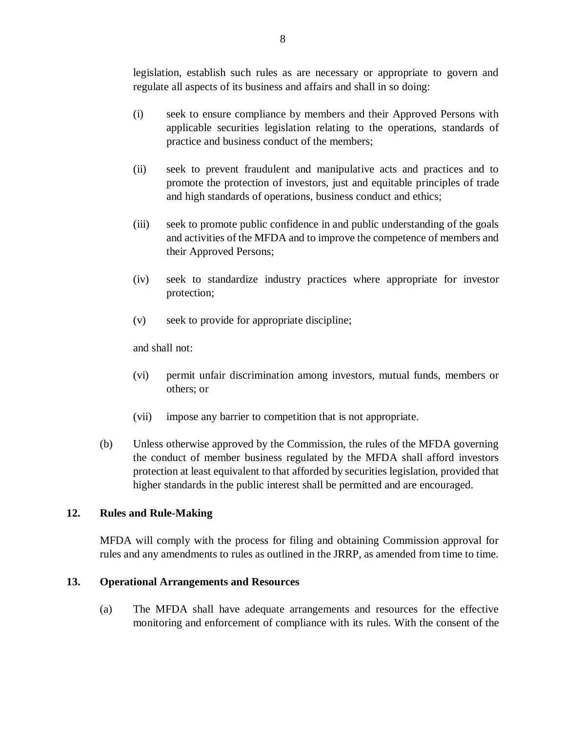legislation, establish such rules as are necessary or appropriate to govern and regulate all aspects of its business and affairs and shall in so doing:

(i) seek to ensure compliance by members and their Approved Persons with applicable securities legislation relating to the operations, standards of practice and business conduct of the members;

(ii) seek to prevent fraudulent and manipulative acts and practices and to promote the protection of investors, just and equitable principles of trade and high standards of operations, business conduct and ethics;

(iii) seek to promote public confidence in and public understanding of the goals and activities of the MFDA and to improve the competence of members and their Approved Persons;

(iv) seek to standardize industry practices where appropriate for investor protection;

(v) seek to provide for appropriate discipline;

and shall not:

(vi) permit unfair discrimination among investors, mutual funds, members or others; or

(vii) impose any barrier to competition that is not appropriate.

(b) Unless otherwise approved by the Commission, the rules of the MFDA governing the conduct of member business regulated by the MFDA shall afford investors protection at least equivalent to that afforded by securities legislation, provided that higher standards in the public interest shall be permitted and are encouraged.

## 12. Rules and Rule-Making

MFDA will comply with the process for filing and obtaining Commission approval for rules and any amendments to rules as outlined in the JRRP, as amended from time to time.

## 13. Operational Arrangements and Resources

(a) The MFDA shall have adequate arrangements and resources for the effective monitoring and enforcement of compliance with its rules. With the consent of the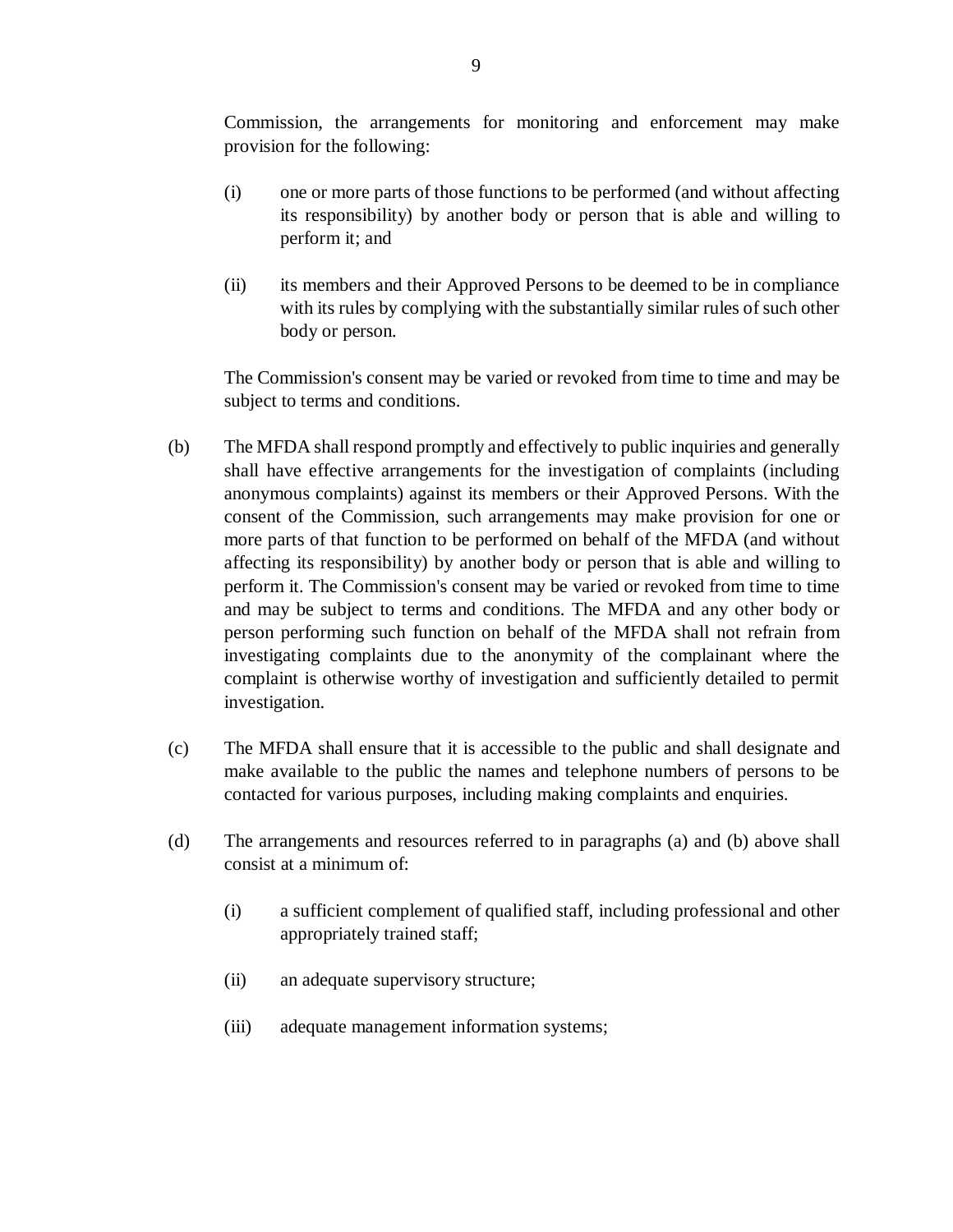Commission, the arrangements for monitoring and enforcement may make provision for the following:

(i) one or more parts of those functions to be performed (and without affecting its responsibility) by another body or person that is able and willing to perform it; and

(ii) its members and their Approved Persons to be deemed to be in compliance with its rules by complying with the substantially similar rules of such other body or person.

The Commission's consent may be varied or revoked from time to time and may be subject to terms and conditions.

(b) The MFDA shall respond promptly and effectively to public inquiries and generally shall have effective arrangements for the investigation of complaints (including anonymous complaints) against its members or their Approved Persons. With the consent of the Commission, such arrangements may make provision for one or more parts of that function to be performed on behalf of the MFDA (and without affecting its responsibility) by another body or person that is able and willing to perform it. The Commission's consent may be varied or revoked from time to time and may be subject to terms and conditions. The MFDA and any other body or person performing such function on behalf of the MFDA shall not refrain from investigating complaints due to the anonymity of the complainant where the complaint is otherwise worthy of investigation and sufficiently detailed to permit investigation.

(c) The MFDA shall ensure that it is accessible to the public and shall designate and make available to the public the names and telephone numbers of persons to be contacted for various purposes, including making complaints and enquiries.

(d) The arrangements and resources referred to in paragraphs (a) and (b) above shall consist at a minimum of:

(i) a sufficient complement of qualified staff, including professional and other appropriately trained staff;

(ii) an adequate supervisory structure;

(iii) adequate management information systems;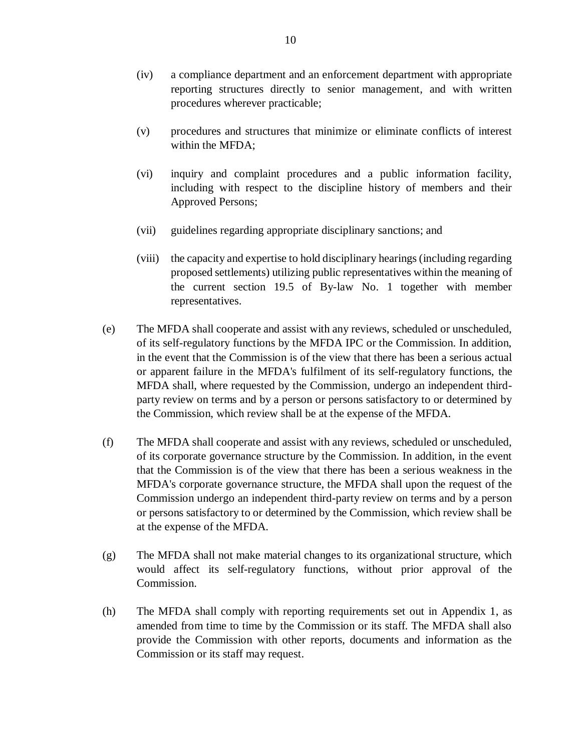(iv) a compliance department and an enforcement department with appropriate reporting structures directly to senior management, and with written procedures wherever practicable;

(v) procedures and structures that minimize or eliminate conflicts of interest within the MFDA;

(vi) inquiry and complaint procedures and a public information facility, including with respect to the discipline history of members and their Approved Persons;

(vii) guidelines regarding appropriate disciplinary sanctions; and

(viii) the capacity and expertise to hold disciplinary hearings (including regarding proposed settlements) utilizing public representatives within the meaning of the current section 19.5 of By-law No. 1 together with member representatives.

(e) The MFDA shall cooperate and assist with any reviews, scheduled or unscheduled, of its self-regulatory functions by the MFDA IPC or the Commission. In addition, in the event that the Commission is of the view that there has been a serious actual or apparent failure in the MFDA's fulfilment of its self-regulatory functions, the MFDA shall, where requested by the Commission, undergo an independent third-party review on terms and by a person or persons satisfactory to or determined by the Commission, which review shall be at the expense of the MFDA.

(f) The MFDA shall cooperate and assist with any reviews, scheduled or unscheduled, of its corporate governance structure by the Commission. In addition, in the event that the Commission is of the view that there has been a serious weakness in the MFDA's corporate governance structure, the MFDA shall upon the request of the Commission undergo an independent third-party review on terms and by a person or persons satisfactory to or determined by the Commission, which review shall be at the expense of the MFDA.

(g) The MFDA shall not make material changes to its organizational structure, which would affect its self-regulatory functions, without prior approval of the Commission.

(h) The MFDA shall comply with reporting requirements set out in Appendix 1, as amended from time to time by the Commission or its staff. The MFDA shall also provide the Commission with other reports, documents and information as the Commission or its staff may request.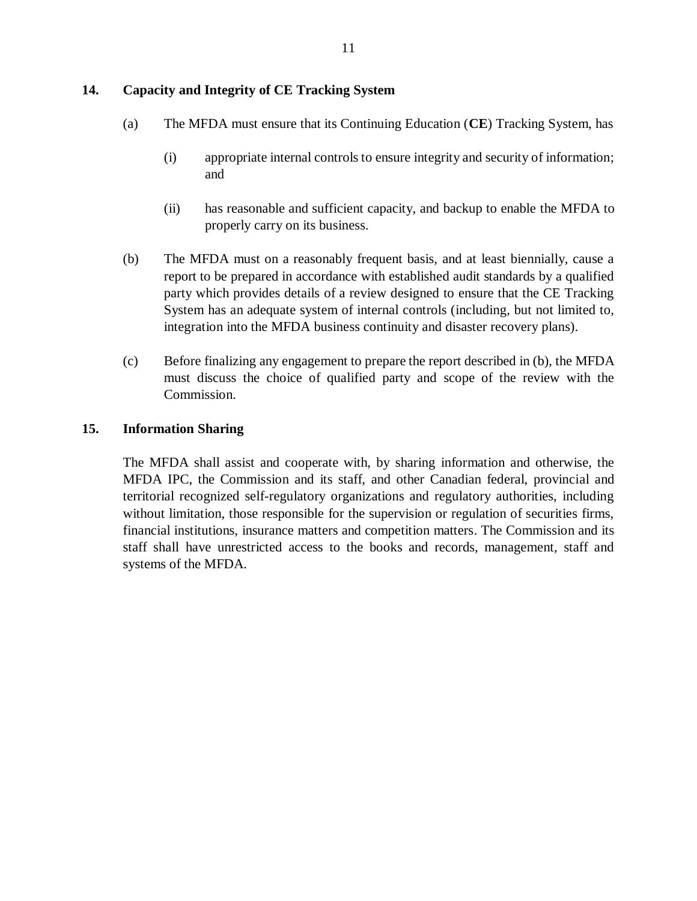## 14. Capacity and Integrity of CE Tracking System

(a) The MFDA must ensure that its Continuing Education (**CE**) Tracking System, has

(i) appropriate internal controls to ensure integrity and security of information; and

(ii) has reasonable and sufficient capacity, and backup to enable the MFDA to properly carry on its business.

(b) The MFDA must on a reasonably frequent basis, and at least biennially, cause a report to be prepared in accordance with established audit standards by a qualified party which provides details of a review designed to ensure that the CE Tracking System has an adequate system of internal controls (including, but not limited to, integration into the MFDA business continuity and disaster recovery plans).

(c) Before finalizing any engagement to prepare the report described in (b), the MFDA must discuss the choice of qualified party and scope of the review with the Commission.

## 15. Information Sharing

The MFDA shall assist and cooperate with, by sharing information and otherwise, the MFDA IPC, the Commission and its staff, and other Canadian federal, provincial and territorial recognized self-regulatory organizations and regulatory authorities, including without limitation, those responsible for the supervision or regulation of securities firms, financial institutions, insurance matters and competition matters. The Commission and its staff shall have unrestricted access to the books and records, management, staff and systems of the MFDA.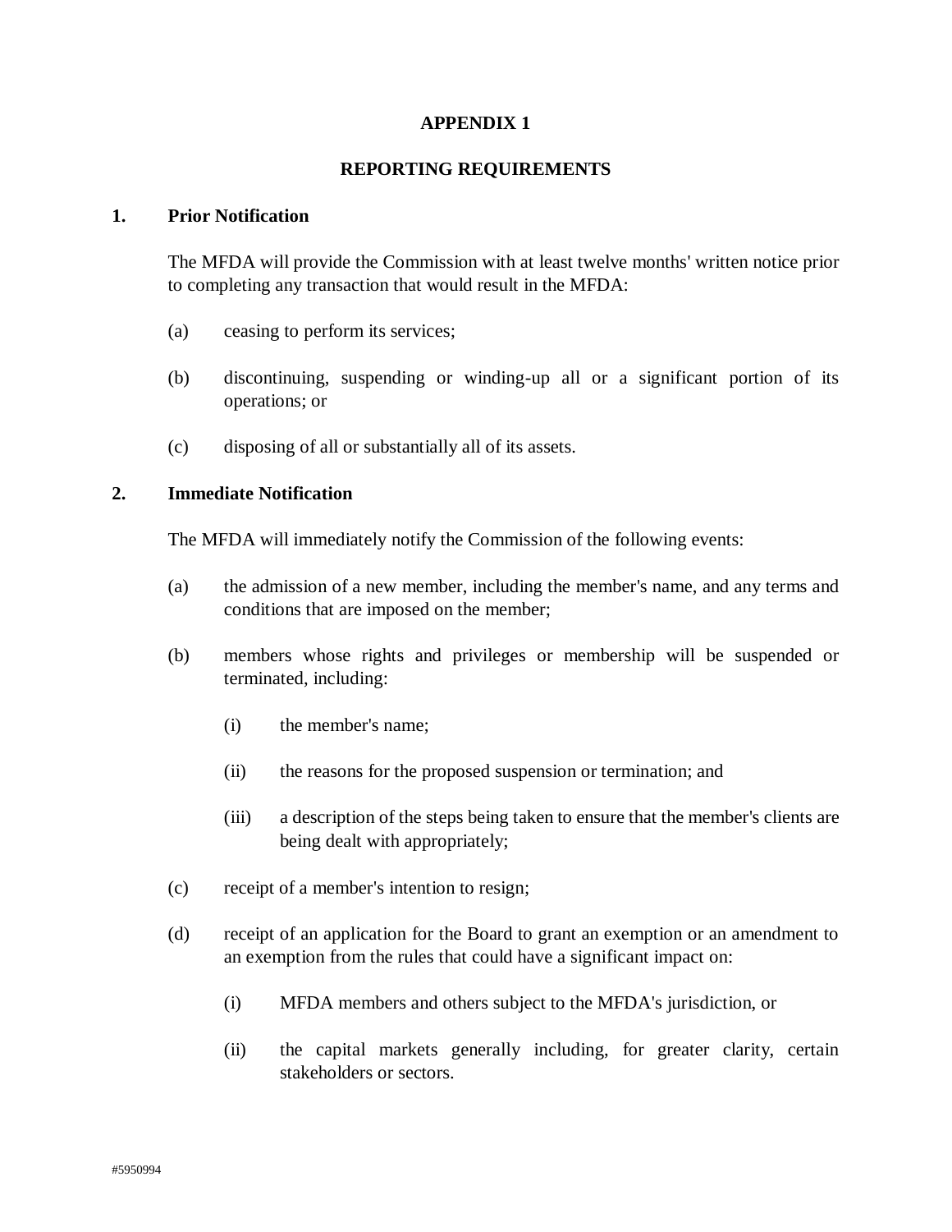# APPENDIX 1

## REPORTING REQUIREMENTS

### 1. Prior Notification

The MFDA will provide the Commission with at least twelve months' written notice prior to completing any transaction that would result in the MFDA:

(a) ceasing to perform its services;

(b) discontinuing, suspending or winding-up all or a significant portion of its operations; or

(c) disposing of all or substantially all of its assets.

### 2. Immediate Notification

The MFDA will immediately notify the Commission of the following events:

(a) the admission of a new member, including the member's name, and any terms and conditions that are imposed on the member;

(b) members whose rights and privileges or membership will be suspended or terminated, including:

   (i) the member's name;

   (ii) the reasons for the proposed suspension or termination; and

   (iii) a description of the steps being taken to ensure that the member's clients are being dealt with appropriately;

(c) receipt of a member's intention to resign;

(d) receipt of an application for the Board to grant an exemption or an amendment to an exemption from the rules that could have a significant impact on:

   (i) MFDA members and others subject to the MFDA's jurisdiction, or

   (ii) the capital markets generally including, for greater clarity, certain stakeholders or sectors.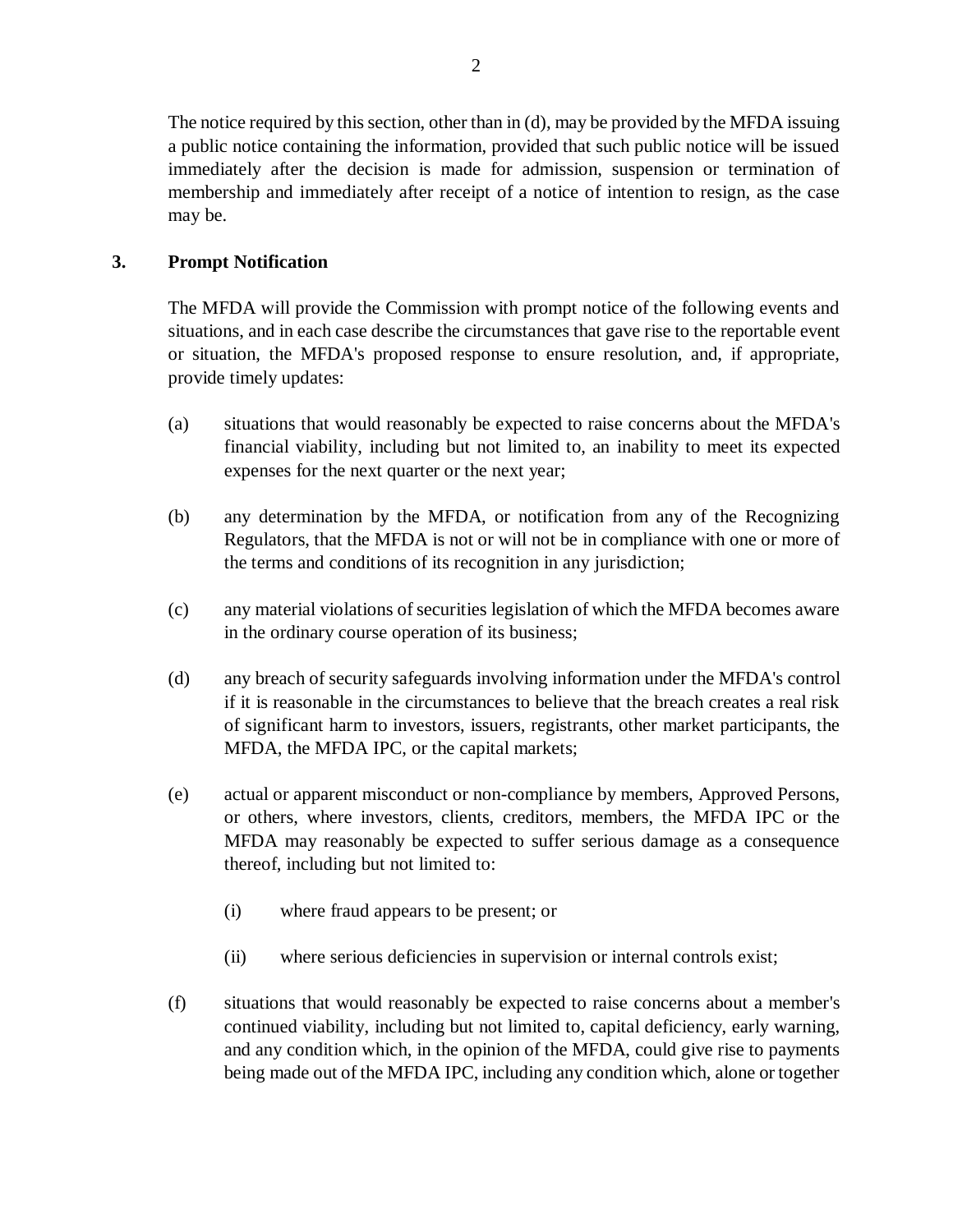The notice required by this section, other than in (d), may be provided by the MFDA issuing a public notice containing the information, provided that such public notice will be issued immediately after the decision is made for admission, suspension or termination of membership and immediately after receipt of a notice of intention to resign, as the case may be.

## 3. Prompt Notification

The MFDA will provide the Commission with prompt notice of the following events and situations, and in each case describe the circumstances that gave rise to the reportable event or situation, the MFDA's proposed response to ensure resolution, and, if appropriate, provide timely updates:

(a) situations that would reasonably be expected to raise concerns about the MFDA's financial viability, including but not limited to, an inability to meet its expected expenses for the next quarter or the next year;

(b) any determination by the MFDA, or notification from any of the Recognizing Regulators, that the MFDA is not or will not be in compliance with one or more of the terms and conditions of its recognition in any jurisdiction;

(c) any material violations of securities legislation of which the MFDA becomes aware in the ordinary course operation of its business;

(d) any breach of security safeguards involving information under the MFDA's control if it is reasonable in the circumstances to believe that the breach creates a real risk of significant harm to investors, issuers, registrants, other market participants, the MFDA, the MFDA IPC, or the capital markets;

(e) actual or apparent misconduct or non-compliance by members, Approved Persons, or others, where investors, clients, creditors, members, the MFDA IPC or the MFDA may reasonably be expected to suffer serious damage as a consequence thereof, including but not limited to:

   (i) where fraud appears to be present; or

   (ii) where serious deficiencies in supervision or internal controls exist;

(f) situations that would reasonably be expected to raise concerns about a member's continued viability, including but not limited to, capital deficiency, early warning, and any condition which, in the opinion of the MFDA, could give rise to payments being made out of the MFDA IPC, including any condition which, alone or together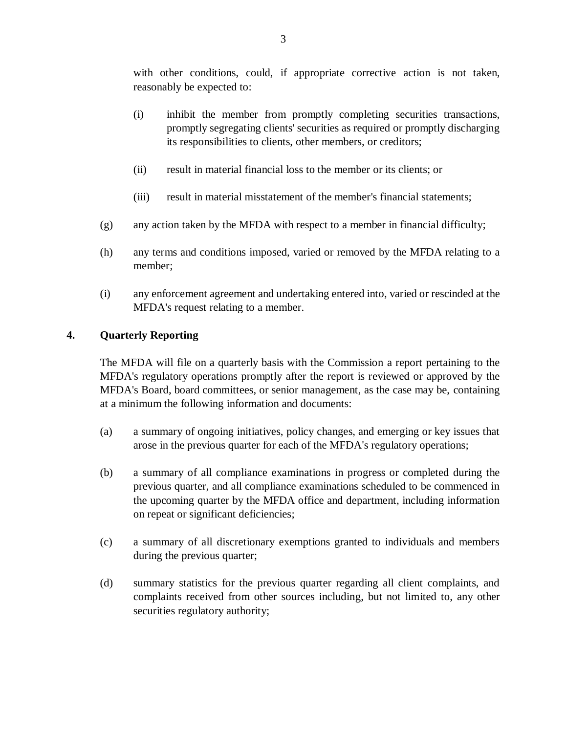with other conditions, could, if appropriate corrective action is not taken, reasonably be expected to:

(i) inhibit the member from promptly completing securities transactions, promptly segregating clients' securities as required or promptly discharging its responsibilities to clients, other members, or creditors;

(ii) result in material financial loss to the member or its clients; or

(iii) result in material misstatement of the member's financial statements;

(g) any action taken by the MFDA with respect to a member in financial difficulty;

(h) any terms and conditions imposed, varied or removed by the MFDA relating to a member;

(i) any enforcement agreement and undertaking entered into, varied or rescinded at the MFDA's request relating to a member.

## 4. Quarterly Reporting

The MFDA will file on a quarterly basis with the Commission a report pertaining to the MFDA's regulatory operations promptly after the report is reviewed or approved by the MFDA's Board, board committees, or senior management, as the case may be, containing at a minimum the following information and documents:

(a) a summary of ongoing initiatives, policy changes, and emerging or key issues that arose in the previous quarter for each of the MFDA's regulatory operations;

(b) a summary of all compliance examinations in progress or completed during the previous quarter, and all compliance examinations scheduled to be commenced in the upcoming quarter by the MFDA office and department, including information on repeat or significant deficiencies;

(c) a summary of all discretionary exemptions granted to individuals and members during the previous quarter;

(d) summary statistics for the previous quarter regarding all client complaints, and complaints received from other sources including, but not limited to, any other securities regulatory authority;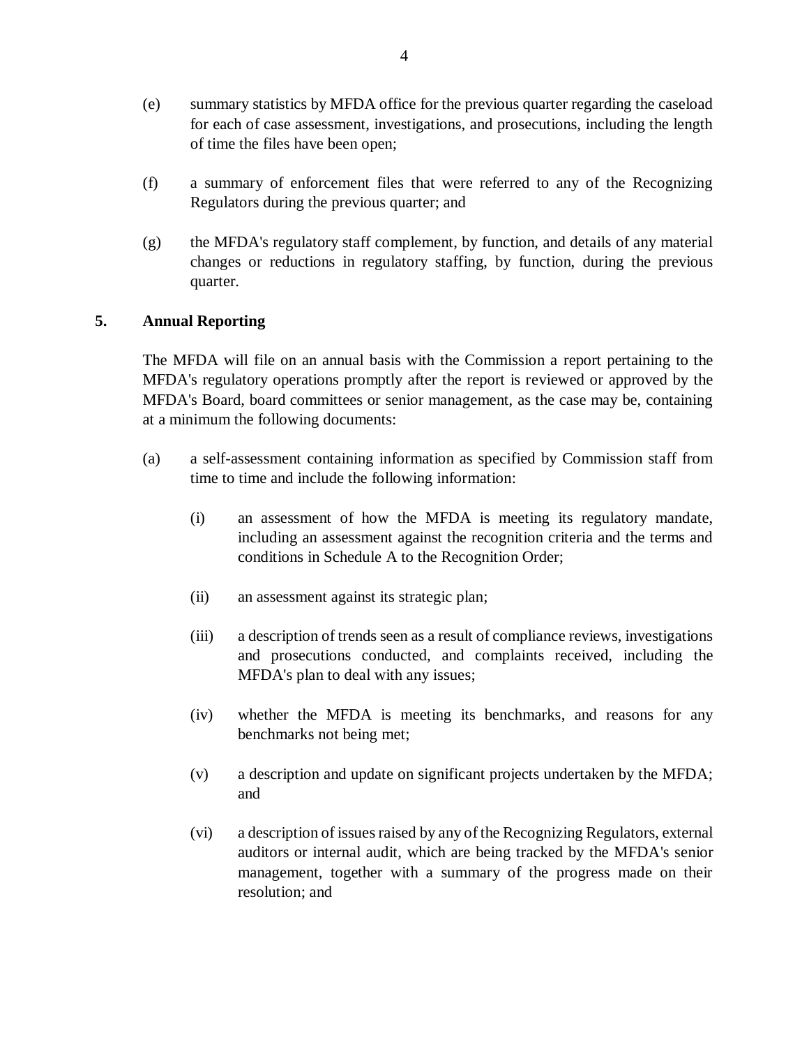(e) summary statistics by MFDA office for the previous quarter regarding the caseload for each of case assessment, investigations, and prosecutions, including the length of time the files have been open;

(f) a summary of enforcement files that were referred to any of the Recognizing Regulators during the previous quarter; and

(g) the MFDA's regulatory staff complement, by function, and details of any material changes or reductions in regulatory staffing, by function, during the previous quarter.

## 5. Annual Reporting

The MFDA will file on an annual basis with the Commission a report pertaining to the MFDA's regulatory operations promptly after the report is reviewed or approved by the MFDA's Board, board committees or senior management, as the case may be, containing at a minimum the following documents:

(a) a self-assessment containing information as specified by Commission staff from time to time and include the following information:

   (i) an assessment of how the MFDA is meeting its regulatory mandate, including an assessment against the recognition criteria and the terms and conditions in Schedule A to the Recognition Order;

   (ii) an assessment against its strategic plan;

   (iii) a description of trends seen as a result of compliance reviews, investigations and prosecutions conducted, and complaints received, including the MFDA's plan to deal with any issues;

   (iv) whether the MFDA is meeting its benchmarks, and reasons for any benchmarks not being met;

   (v) a description and update on significant projects undertaken by the MFDA; and

   (vi) a description of issues raised by any of the Recognizing Regulators, external auditors or internal audit, which are being tracked by the MFDA's senior management, together with a summary of the progress made on their resolution; and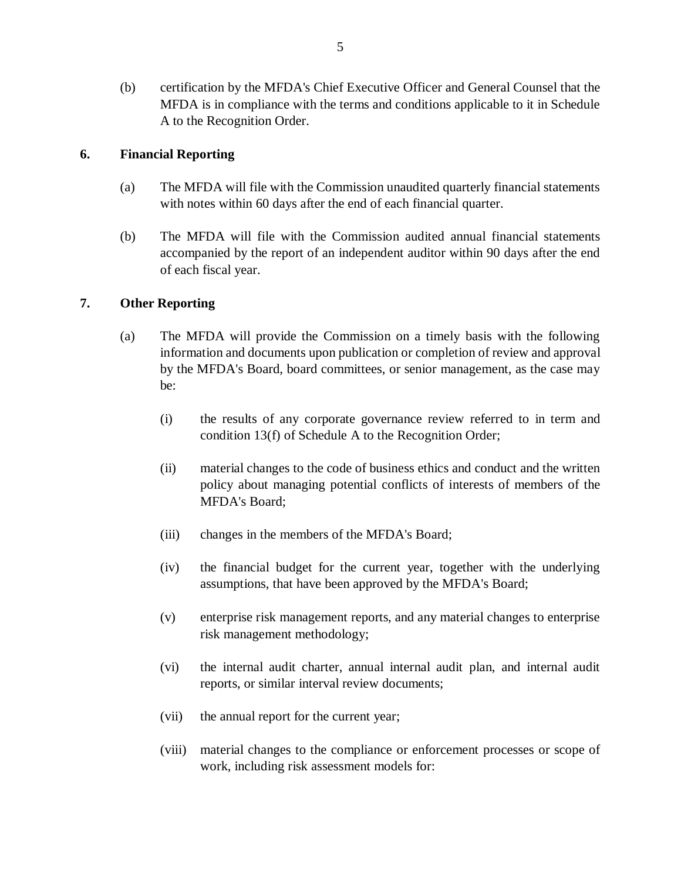(b) certification by the MFDA's Chief Executive Officer and General Counsel that the MFDA is in compliance with the terms and conditions applicable to it in Schedule A to the Recognition Order.

## 6. Financial Reporting

(a) The MFDA will file with the Commission unaudited quarterly financial statements with notes within 60 days after the end of each financial quarter.

(b) The MFDA will file with the Commission audited annual financial statements accompanied by the report of an independent auditor within 90 days after the end of each fiscal year.

## 7. Other Reporting

(a) The MFDA will provide the Commission on a timely basis with the following information and documents upon publication or completion of review and approval by the MFDA's Board, board committees, or senior management, as the case may be:

(i) the results of any corporate governance review referred to in term and condition 13(f) of Schedule A to the Recognition Order;

(ii) material changes to the code of business ethics and conduct and the written policy about managing potential conflicts of interests of members of the MFDA's Board;

(iii) changes in the members of the MFDA's Board;

(iv) the financial budget for the current year, together with the underlying assumptions, that have been approved by the MFDA's Board;

(v) enterprise risk management reports, and any material changes to enterprise risk management methodology;

(vi) the internal audit charter, annual internal audit plan, and internal audit reports, or similar interval review documents;

(vii) the annual report for the current year;

(viii) material changes to the compliance or enforcement processes or scope of work, including risk assessment models for: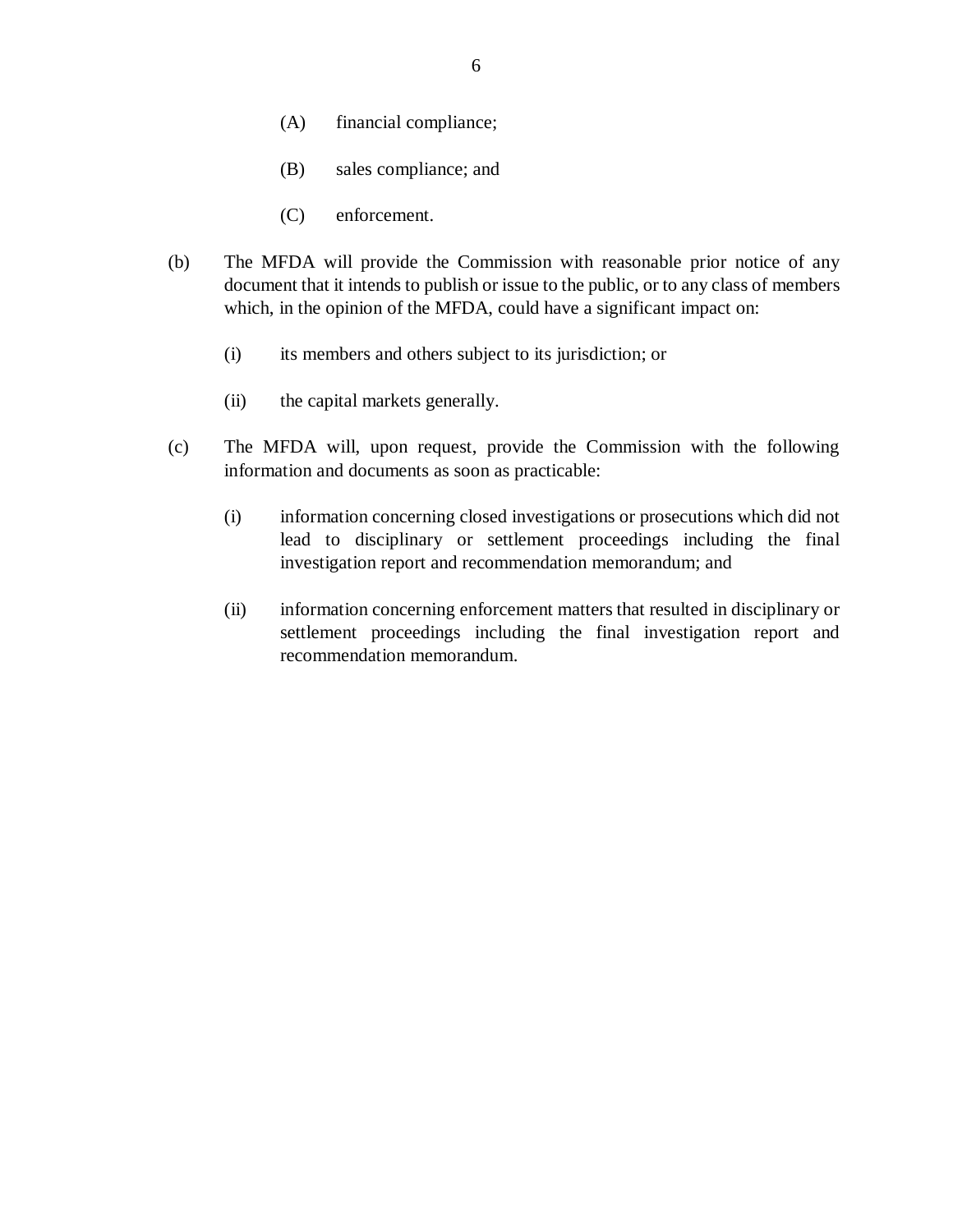(A) financial compliance;

(B) sales compliance; and

(C) enforcement.

(b) The MFDA will provide the Commission with reasonable prior notice of any document that it intends to publish or issue to the public, or to any class of members which, in the opinion of the MFDA, could have a significant impact on:

(i) its members and others subject to its jurisdiction; or

(ii) the capital markets generally.

(c) The MFDA will, upon request, provide the Commission with the following information and documents as soon as practicable:

(i) information concerning closed investigations or prosecutions which did not lead to disciplinary or settlement proceedings including the final investigation report and recommendation memorandum; and

(ii) information concerning enforcement matters that resulted in disciplinary or settlement proceedings including the final investigation report and recommendation memorandum.